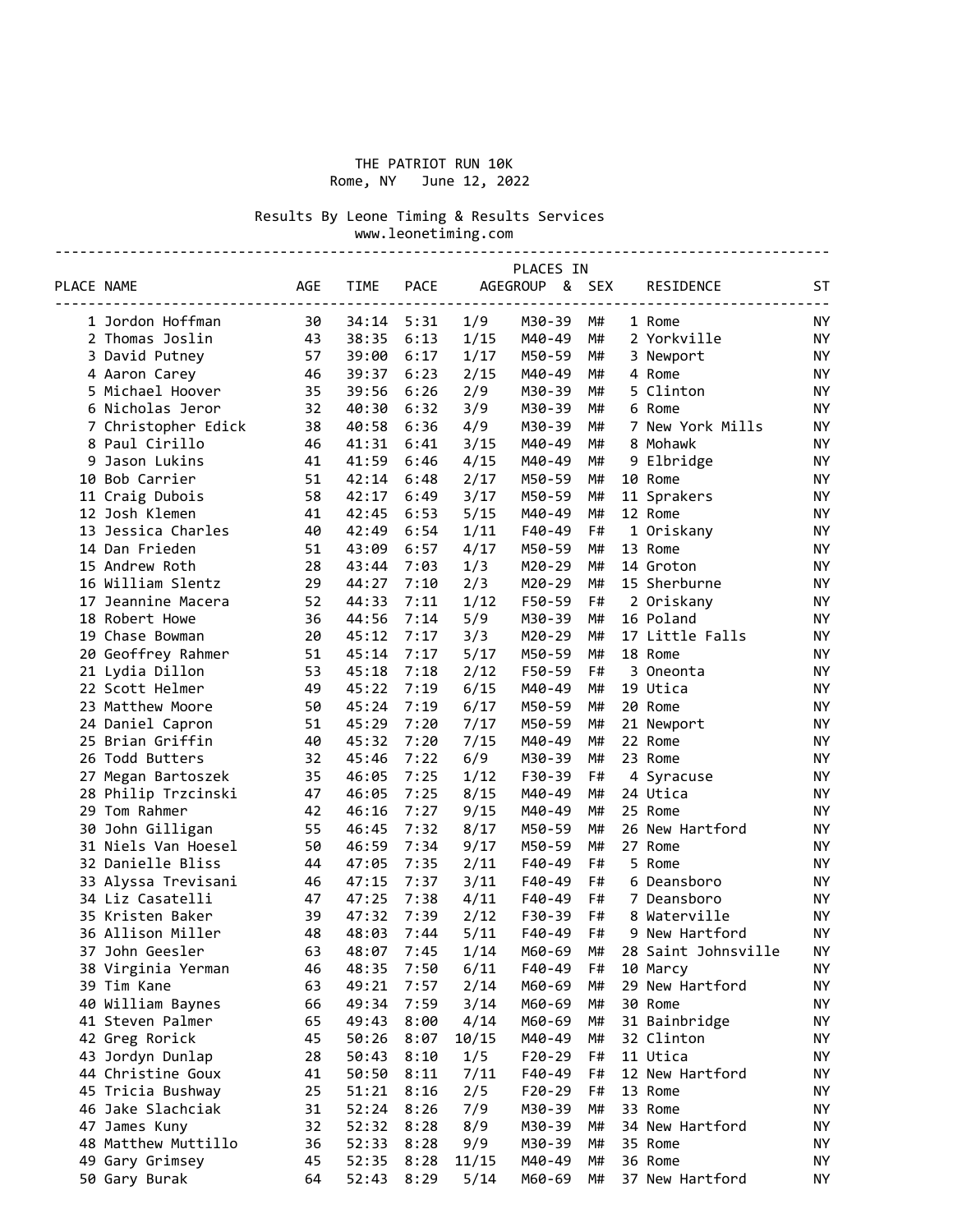# THE PATRIOT RUN 10K

Rome, NY June 12, 2022

Results By Leone Timing & Results Services
www.leonetiming.com

| PLACE | NAME | AGE | TIME | PACE | PLACES IN AGEGROUP | | & SEX | | RESIDENCE | ST |
|---|---|---|---|---|---|---|---|---|---|---|
| 1 | Jordon Hoffman | 30 | 34:14 | 5:31 | 1/9 | M30-39 | M# | 1 | Rome | NY |
| 2 | Thomas Joslin | 43 | 38:35 | 6:13 | 1/15 | M40-49 | M# | 2 | Yorkville | NY |
| 3 | David Putney | 57 | 39:00 | 6:17 | 1/17 | M50-59 | M# | 3 | Newport | NY |
| 4 | Aaron Carey | 46 | 39:37 | 6:23 | 2/15 | M40-49 | M# | 4 | Rome | NY |
| 5 | Michael Hoover | 35 | 39:56 | 6:26 | 2/9 | M30-39 | M# | 5 | Clinton | NY |
| 6 | Nicholas Jeror | 32 | 40:30 | 6:32 | 3/9 | M30-39 | M# | 6 | Rome | NY |
| 7 | Christopher Edick | 38 | 40:58 | 6:36 | 4/9 | M30-39 | M# | 7 | New York Mills | NY |
| 8 | Paul Cirillo | 46 | 41:31 | 6:41 | 3/15 | M40-49 | M# | 8 | Mohawk | NY |
| 9 | Jason Lukins | 41 | 41:59 | 6:46 | 4/15 | M40-49 | M# | 9 | Elbridge | NY |
| 10 | Bob Carrier | 51 | 42:14 | 6:48 | 2/17 | M50-59 | M# | 10 | Rome | NY |
| 11 | Craig Dubois | 58 | 42:17 | 6:49 | 3/17 | M50-59 | M# | 11 | Sprakers | NY |
| 12 | Josh Klemen | 41 | 42:45 | 6:53 | 5/15 | M40-49 | M# | 12 | Rome | NY |
| 13 | Jessica Charles | 40 | 42:49 | 6:54 | 1/11 | F40-49 | F# | 1 | Oriskany | NY |
| 14 | Dan Frieden | 51 | 43:09 | 6:57 | 4/17 | M50-59 | M# | 13 | Rome | NY |
| 15 | Andrew Roth | 28 | 43:44 | 7:03 | 1/3 | M20-29 | M# | 14 | Groton | NY |
| 16 | William Slentz | 29 | 44:27 | 7:10 | 2/3 | M20-29 | M# | 15 | Sherburne | NY |
| 17 | Jeannine Macera | 52 | 44:33 | 7:11 | 1/12 | F50-59 | F# | 2 | Oriskany | NY |
| 18 | Robert Howe | 36 | 44:56 | 7:14 | 5/9 | M30-39 | M# | 16 | Poland | NY |
| 19 | Chase Bowman | 20 | 45:12 | 7:17 | 3/3 | M20-29 | M# | 17 | Little Falls | NY |
| 20 | Geoffrey Rahmer | 51 | 45:14 | 7:17 | 5/17 | M50-59 | M# | 18 | Rome | NY |
| 21 | Lydia Dillon | 53 | 45:18 | 7:18 | 2/12 | F50-59 | F# | 3 | Oneonta | NY |
| 22 | Scott Helmer | 49 | 45:22 | 7:19 | 6/15 | M40-49 | M# | 19 | Utica | NY |
| 23 | Matthew Moore | 50 | 45:24 | 7:19 | 6/17 | M50-59 | M# | 20 | Rome | NY |
| 24 | Daniel Capron | 51 | 45:29 | 7:20 | 7/17 | M50-59 | M# | 21 | Newport | NY |
| 25 | Brian Griffin | 40 | 45:32 | 7:20 | 7/15 | M40-49 | M# | 22 | Rome | NY |
| 26 | Todd Butters | 32 | 45:46 | 7:22 | 6/9 | M30-39 | M# | 23 | Rome | NY |
| 27 | Megan Bartoszek | 35 | 46:05 | 7:25 | 1/12 | F30-39 | F# | 4 | Syracuse | NY |
| 28 | Philip Trzcinski | 47 | 46:05 | 7:25 | 8/15 | M40-49 | M# | 24 | Utica | NY |
| 29 | Tom Rahmer | 42 | 46:16 | 7:27 | 9/15 | M40-49 | M# | 25 | Rome | NY |
| 30 | John Gilligan | 55 | 46:45 | 7:32 | 8/17 | M50-59 | M# | 26 | New Hartford | NY |
| 31 | Niels Van Hoesel | 50 | 46:59 | 7:34 | 9/17 | M50-59 | M# | 27 | Rome | NY |
| 32 | Danielle Bliss | 44 | 47:05 | 7:35 | 2/11 | F40-49 | F# | 5 | Rome | NY |
| 33 | Alyssa Trevisani | 46 | 47:15 | 7:37 | 3/11 | F40-49 | F# | 6 | Deansboro | NY |
| 34 | Liz Casatelli | 47 | 47:25 | 7:38 | 4/11 | F40-49 | F# | 7 | Deansboro | NY |
| 35 | Kristen Baker | 39 | 47:32 | 7:39 | 2/12 | F30-39 | F# | 8 | Waterville | NY |
| 36 | Allison Miller | 48 | 48:03 | 7:44 | 5/11 | F40-49 | F# | 9 | New Hartford | NY |
| 37 | John Geesler | 63 | 48:07 | 7:45 | 1/14 | M60-69 | M# | 28 | Saint Johnsville | NY |
| 38 | Virginia Yerman | 46 | 48:35 | 7:50 | 6/11 | F40-49 | F# | 10 | Marcy | NY |
| 39 | Tim Kane | 63 | 49:21 | 7:57 | 2/14 | M60-69 | M# | 29 | New Hartford | NY |
| 40 | William Baynes | 66 | 49:34 | 7:59 | 3/14 | M60-69 | M# | 30 | Rome | NY |
| 41 | Steven Palmer | 65 | 49:43 | 8:00 | 4/14 | M60-69 | M# | 31 | Bainbridge | NY |
| 42 | Greg Rorick | 45 | 50:26 | 8:07 | 10/15 | M40-49 | M# | 32 | Clinton | NY |
| 43 | Jordyn Dunlap | 28 | 50:43 | 8:10 | 1/5 | F20-29 | F# | 11 | Utica | NY |
| 44 | Christine Goux | 41 | 50:50 | 8:11 | 7/11 | F40-49 | F# | 12 | New Hartford | NY |
| 45 | Tricia Bushway | 25 | 51:21 | 8:16 | 2/5 | F20-29 | F# | 13 | Rome | NY |
| 46 | Jake Slachciak | 31 | 52:24 | 8:26 | 7/9 | M30-39 | M# | 33 | Rome | NY |
| 47 | James Kuny | 32 | 52:32 | 8:28 | 8/9 | M30-39 | M# | 34 | New Hartford | NY |
| 48 | Matthew Muttillo | 36 | 52:33 | 8:28 | 9/9 | M30-39 | M# | 35 | Rome | NY |
| 49 | Gary Grimsey | 45 | 52:35 | 8:28 | 11/15 | M40-49 | M# | 36 | Rome | NY |
| 50 | Gary Burak | 64 | 52:43 | 8:29 | 5/14 | M60-69 | M# | 37 | New Hartford | NY |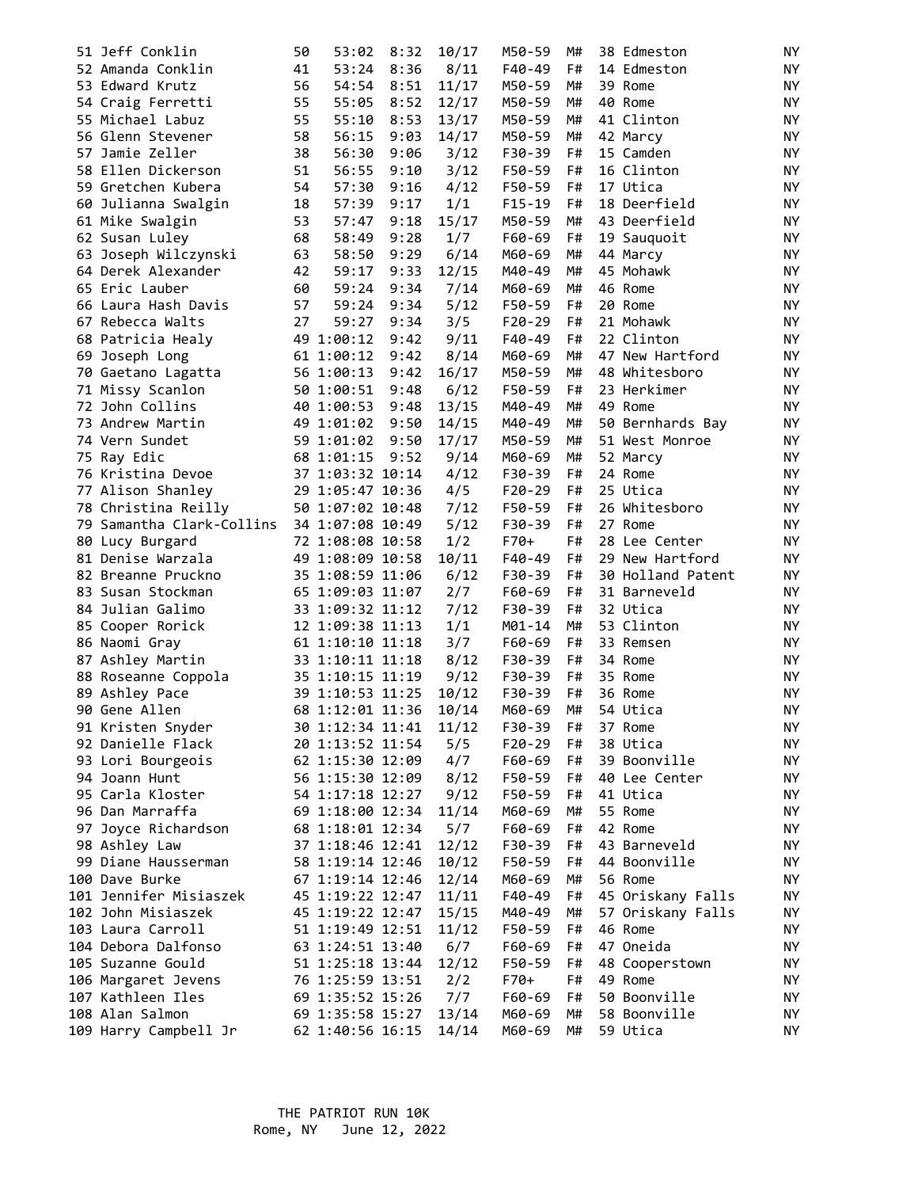| | | | | | | | | | | |
|---|---|---|---|---|---|---|---|---|---|---|
| 51 | Jeff Conklin | 50 | 53:02 | 8:32 | 10/17 | M50-59 | M# | 38 | Edmeston | NY |
| 52 | Amanda Conklin | 41 | 53:24 | 8:36 | 8/11 | F40-49 | F# | 14 | Edmeston | NY |
| 53 | Edward Krutz | 56 | 54:54 | 8:51 | 11/17 | M50-59 | M# | 39 | Rome | NY |
| 54 | Craig Ferretti | 55 | 55:05 | 8:52 | 12/17 | M50-59 | M# | 40 | Rome | NY |
| 55 | Michael Labuz | 55 | 55:10 | 8:53 | 13/17 | M50-59 | M# | 41 | Clinton | NY |
| 56 | Glenn Stevener | 58 | 56:15 | 9:03 | 14/17 | M50-59 | M# | 42 | Marcy | NY |
| 57 | Jamie Zeller | 38 | 56:30 | 9:06 | 3/12 | F30-39 | F# | 15 | Camden | NY |
| 58 | Ellen Dickerson | 51 | 56:55 | 9:10 | 3/12 | F50-59 | F# | 16 | Clinton | NY |
| 59 | Gretchen Kubera | 54 | 57:30 | 9:16 | 4/12 | F50-59 | F# | 17 | Utica | NY |
| 60 | Julianna Swalgin | 18 | 57:39 | 9:17 | 1/1 | F15-19 | F# | 18 | Deerfield | NY |
| 61 | Mike Swalgin | 53 | 57:47 | 9:18 | 15/17 | M50-59 | M# | 43 | Deerfield | NY |
| 62 | Susan Luley | 68 | 58:49 | 9:28 | 1/7 | F60-69 | F# | 19 | Sauquoit | NY |
| 63 | Joseph Wilczynski | 63 | 58:50 | 9:29 | 6/14 | M60-69 | M# | 44 | Marcy | NY |
| 64 | Derek Alexander | 42 | 59:17 | 9:33 | 12/15 | M40-49 | M# | 45 | Mohawk | NY |
| 65 | Eric Lauber | 60 | 59:24 | 9:34 | 7/14 | M60-69 | M# | 46 | Rome | NY |
| 66 | Laura Hash Davis | 57 | 59:24 | 9:34 | 5/12 | F50-59 | F# | 20 | Rome | NY |
| 67 | Rebecca Walts | 27 | 59:27 | 9:34 | 3/5 | F20-29 | F# | 21 | Mohawk | NY |
| 68 | Patricia Healy | 49 | 1:00:12 | 9:42 | 9/11 | F40-49 | F# | 22 | Clinton | NY |
| 69 | Joseph Long | 61 | 1:00:12 | 9:42 | 8/14 | M60-69 | M# | 47 | New Hartford | NY |
| 70 | Gaetano Lagatta | 56 | 1:00:13 | 9:42 | 16/17 | M50-59 | M# | 48 | Whitesboro | NY |
| 71 | Missy Scanlon | 50 | 1:00:51 | 9:48 | 6/12 | F50-59 | F# | 23 | Herkimer | NY |
| 72 | John Collins | 40 | 1:00:53 | 9:48 | 13/15 | M40-49 | M# | 49 | Rome | NY |
| 73 | Andrew Martin | 49 | 1:01:02 | 9:50 | 14/15 | M40-49 | M# | 50 | Bernhards Bay | NY |
| 74 | Vern Sundet | 59 | 1:01:02 | 9:50 | 17/17 | M50-59 | M# | 51 | West Monroe | NY |
| 75 | Ray Edic | 68 | 1:01:15 | 9:52 | 9/14 | M60-69 | M# | 52 | Marcy | NY |
| 76 | Kristina Devoe | 37 | 1:03:32 | 10:14 | 4/12 | F30-39 | F# | 24 | Rome | NY |
| 77 | Alison Shanley | 29 | 1:05:47 | 10:36 | 4/5 | F20-29 | F# | 25 | Utica | NY |
| 78 | Christina Reilly | 50 | 1:07:02 | 10:48 | 7/12 | F50-59 | F# | 26 | Whitesboro | NY |
| 79 | Samantha Clark-Collins | 34 | 1:07:08 | 10:49 | 5/12 | F30-39 | F# | 27 | Rome | NY |
| 80 | Lucy Burgard | 72 | 1:08:08 | 10:58 | 1/2 | F70+ | F# | 28 | Lee Center | NY |
| 81 | Denise Warzala | 49 | 1:08:09 | 10:58 | 10/11 | F40-49 | F# | 29 | New Hartford | NY |
| 82 | Breanne Pruckno | 35 | 1:08:59 | 11:06 | 6/12 | F30-39 | F# | 30 | Holland Patent | NY |
| 83 | Susan Stockman | 65 | 1:09:03 | 11:07 | 2/7 | F60-69 | F# | 31 | Barneveld | NY |
| 84 | Julian Galimo | 33 | 1:09:32 | 11:12 | 7/12 | F30-39 | F# | 32 | Utica | NY |
| 85 | Cooper Rorick | 12 | 1:09:38 | 11:13 | 1/1 | M01-14 | M# | 53 | Clinton | NY |
| 86 | Naomi Gray | 61 | 1:10:10 | 11:18 | 3/7 | F60-69 | F# | 33 | Remsen | NY |
| 87 | Ashley Martin | 33 | 1:10:11 | 11:18 | 8/12 | F30-39 | F# | 34 | Rome | NY |
| 88 | Roseanne Coppola | 35 | 1:10:15 | 11:19 | 9/12 | F30-39 | F# | 35 | Rome | NY |
| 89 | Ashley Pace | 39 | 1:10:53 | 11:25 | 10/12 | F30-39 | F# | 36 | Rome | NY |
| 90 | Gene Allen | 68 | 1:12:01 | 11:36 | 10/14 | M60-69 | M# | 54 | Utica | NY |
| 91 | Kristen Snyder | 30 | 1:12:34 | 11:41 | 11/12 | F30-39 | F# | 37 | Rome | NY |
| 92 | Danielle Flack | 20 | 1:13:52 | 11:54 | 5/5 | F20-29 | F# | 38 | Utica | NY |
| 93 | Lori Bourgeois | 62 | 1:15:30 | 12:09 | 4/7 | F60-69 | F# | 39 | Boonville | NY |
| 94 | Joann Hunt | 56 | 1:15:30 | 12:09 | 8/12 | F50-59 | F# | 40 | Lee Center | NY |
| 95 | Carla Kloster | 54 | 1:17:18 | 12:27 | 9/12 | F50-59 | F# | 41 | Utica | NY |
| 96 | Dan Marraffa | 69 | 1:18:00 | 12:34 | 11/14 | M60-69 | M# | 55 | Rome | NY |
| 97 | Joyce Richardson | 68 | 1:18:01 | 12:34 | 5/7 | F60-69 | F# | 42 | Rome | NY |
| 98 | Ashley Law | 37 | 1:18:46 | 12:41 | 12/12 | F30-39 | F# | 43 | Barneveld | NY |
| 99 | Diane Hausserman | 58 | 1:19:14 | 12:46 | 10/12 | F50-59 | F# | 44 | Boonville | NY |
| 100 | Dave Burke | 67 | 1:19:14 | 12:46 | 12/14 | M60-69 | M# | 56 | Rome | NY |
| 101 | Jennifer Misiaszek | 45 | 1:19:22 | 12:47 | 11/11 | F40-49 | F# | 45 | Oriskany Falls | NY |
| 102 | John Misiaszek | 45 | 1:19:22 | 12:47 | 15/15 | M40-49 | M# | 57 | Oriskany Falls | NY |
| 103 | Laura Carroll | 51 | 1:19:49 | 12:51 | 11/12 | F50-59 | F# | 46 | Rome | NY |
| 104 | Debora Dalfonso | 63 | 1:24:51 | 13:40 | 6/7 | F60-69 | F# | 47 | Oneida | NY |
| 105 | Suzanne Gould | 51 | 1:25:18 | 13:44 | 12/12 | F50-59 | F# | 48 | Cooperstown | NY |
| 106 | Margaret Jevens | 76 | 1:25:59 | 13:51 | 2/2 | F70+ | F# | 49 | Rome | NY |
| 107 | Kathleen Iles | 69 | 1:35:52 | 15:26 | 7/7 | F60-69 | F# | 50 | Boonville | NY |
| 108 | Alan Salmon | 69 | 1:35:58 | 15:27 | 13/14 | M60-69 | M# | 58 | Boonville | NY |
| 109 | Harry Campbell Jr | 62 | 1:40:56 | 16:15 | 14/14 | M60-69 | M# | 59 | Utica | NY |

THE PATRIOT RUN 10K
Rome, NY June 12, 2022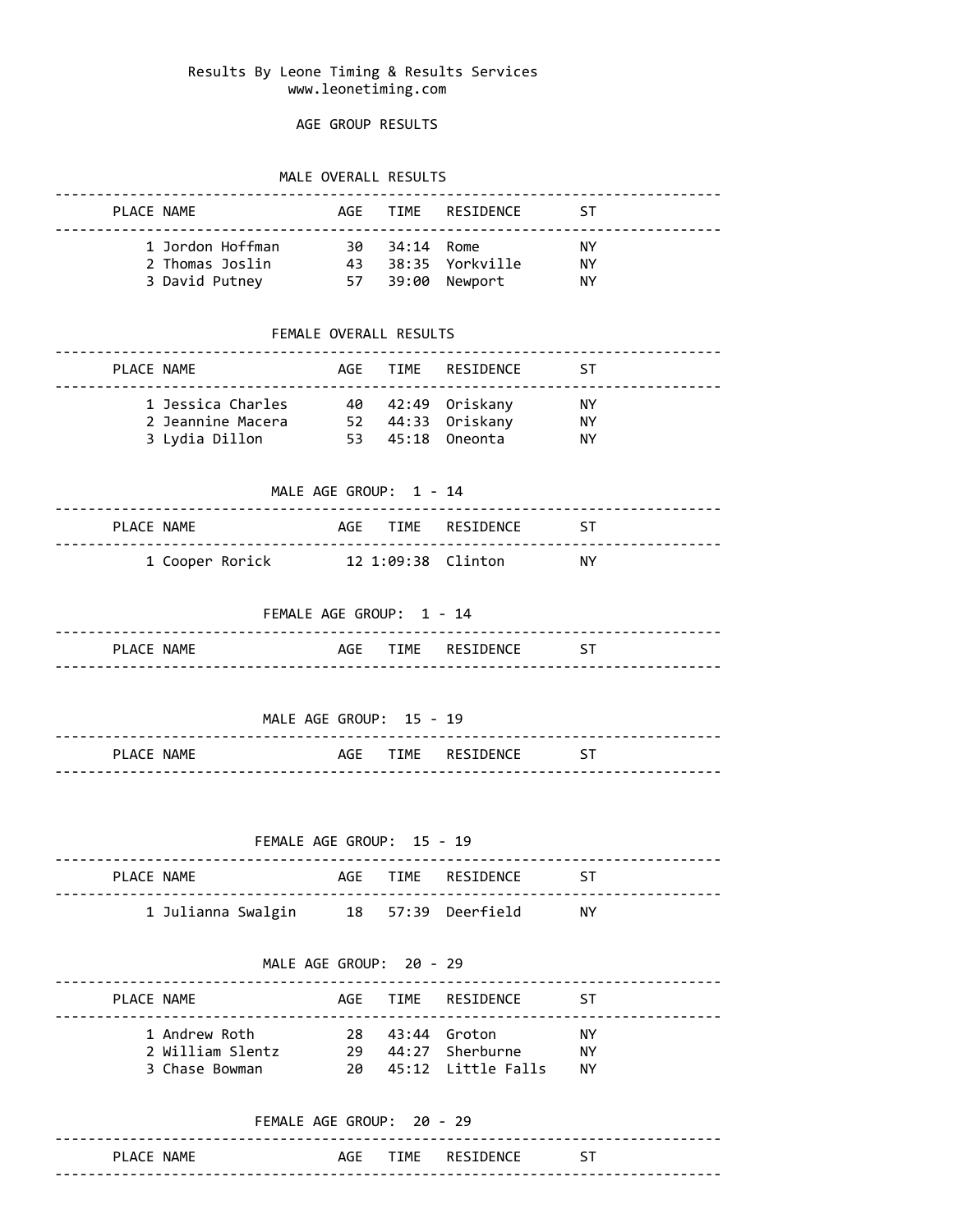Results By Leone Timing & Results Services
www.leonetiming.com

AGE GROUP RESULTS

MALE OVERALL RESULTS

| PLACE | NAME | AGE | TIME | RESIDENCE | ST |
|---|---|---|---|---|---|
| 1 | Jordon Hoffman | 30 | 34:14 | Rome | NY |
| 2 | Thomas Joslin | 43 | 38:35 | Yorkville | NY |
| 3 | David Putney | 57 | 39:00 | Newport | NY |

FEMALE OVERALL RESULTS

| PLACE | NAME | AGE | TIME | RESIDENCE | ST |
|---|---|---|---|---|---|
| 1 | Jessica Charles | 40 | 42:49 | Oriskany | NY |
| 2 | Jeannine Macera | 52 | 44:33 | Oriskany | NY |
| 3 | Lydia Dillon | 53 | 45:18 | Oneonta | NY |

MALE AGE GROUP: 1 - 14

| PLACE | NAME | AGE | TIME | RESIDENCE | ST |
|---|---|---|---|---|---|
| 1 | Cooper Rorick | 12 | 1:09:38 | Clinton | NY |

FEMALE AGE GROUP: 1 - 14

| PLACE | NAME | AGE | TIME | RESIDENCE | ST |
|---|---|---|---|---|---|

MALE AGE GROUP: 15 - 19

| PLACE | NAME | AGE | TIME | RESIDENCE | ST |
|---|---|---|---|---|---|

FEMALE AGE GROUP: 15 - 19

| PLACE | NAME | AGE | TIME | RESIDENCE | ST |
|---|---|---|---|---|---|
| 1 | Julianna Swalgin | 18 | 57:39 | Deerfield | NY |

MALE AGE GROUP: 20 - 29

| PLACE | NAME | AGE | TIME | RESIDENCE | ST |
|---|---|---|---|---|---|
| 1 | Andrew Roth | 28 | 43:44 | Groton | NY |
| 2 | William Slentz | 29 | 44:27 | Sherburne | NY |
| 3 | Chase Bowman | 20 | 45:12 | Little Falls | NY |

FEMALE AGE GROUP: 20 - 29

| PLACE | NAME | AGE | TIME | RESIDENCE | ST |
|---|---|---|---|---|---|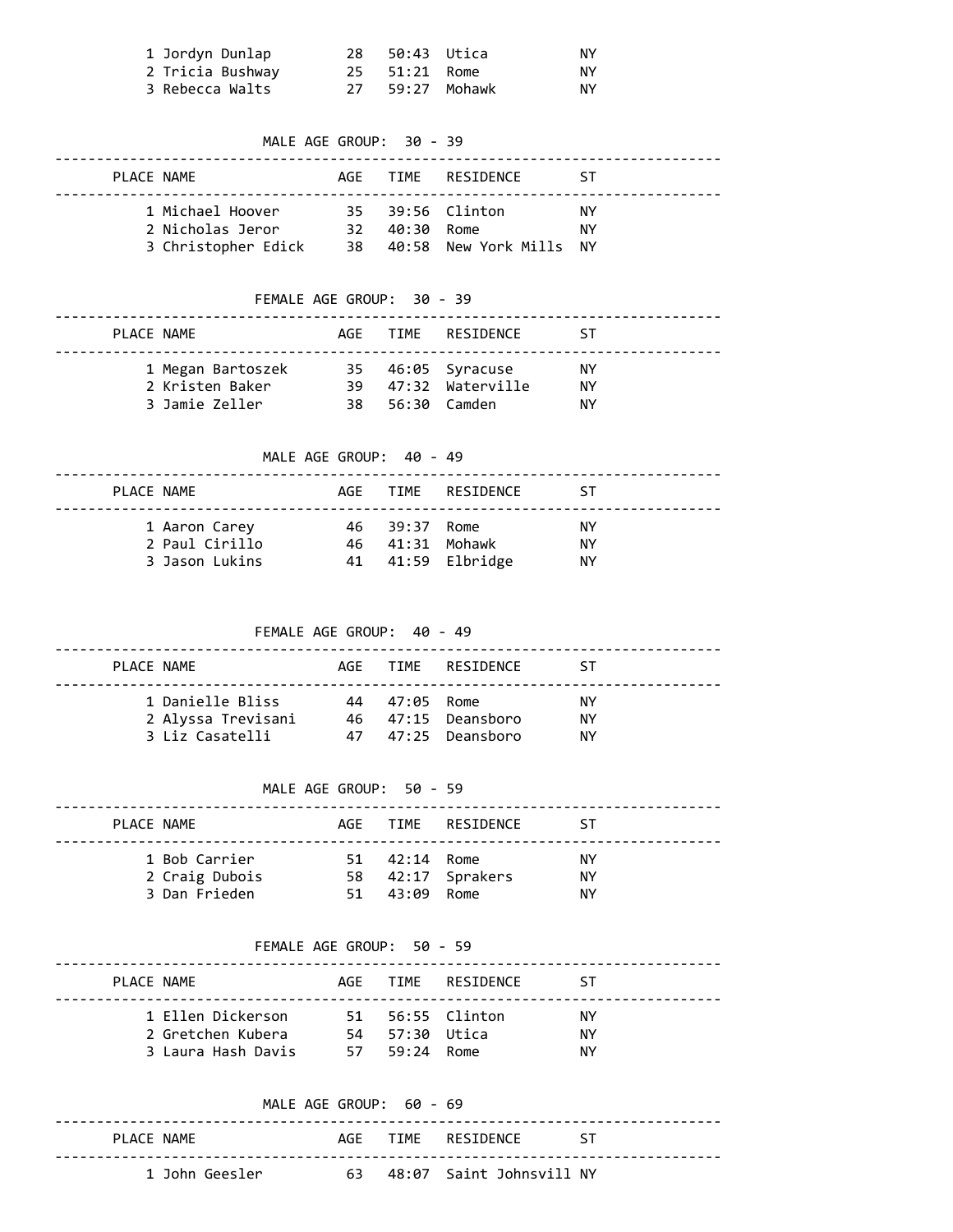| PLACE | NAME | AGE | TIME | RESIDENCE | ST |
|---|---|---|---|---|---|
| 1 | Jordyn Dunlap | 28 | 50:43 | Utica | NY |
| 2 | Tricia Bushway | 25 | 51:21 | Rome | NY |
| 3 | Rebecca Walts | 27 | 59:27 | Mohawk | NY |

### MALE AGE GROUP: 30 - 39

| PLACE | NAME | AGE | TIME | RESIDENCE | ST |
|---|---|---|---|---|---|
| 1 | Michael Hoover | 35 | 39:56 | Clinton | NY |
| 2 | Nicholas Jeror | 32 | 40:30 | Rome | NY |
| 3 | Christopher Edick | 38 | 40:58 | New York Mills | NY |

### FEMALE AGE GROUP: 30 - 39

| PLACE | NAME | AGE | TIME | RESIDENCE | ST |
|---|---|---|---|---|---|
| 1 | Megan Bartoszek | 35 | 46:05 | Syracuse | NY |
| 2 | Kristen Baker | 39 | 47:32 | Waterville | NY |
| 3 | Jamie Zeller | 38 | 56:30 | Camden | NY |

### MALE AGE GROUP: 40 - 49

| PLACE | NAME | AGE | TIME | RESIDENCE | ST |
|---|---|---|---|---|---|
| 1 | Aaron Carey | 46 | 39:37 | Rome | NY |
| 2 | Paul Cirillo | 46 | 41:31 | Mohawk | NY |
| 3 | Jason Lukins | 41 | 41:59 | Elbridge | NY |

### FEMALE AGE GROUP: 40 - 49

| PLACE | NAME | AGE | TIME | RESIDENCE | ST |
|---|---|---|---|---|---|
| 1 | Danielle Bliss | 44 | 47:05 | Rome | NY |
| 2 | Alyssa Trevisani | 46 | 47:15 | Deansboro | NY |
| 3 | Liz Casatelli | 47 | 47:25 | Deansboro | NY |

### MALE AGE GROUP: 50 - 59

| PLACE | NAME | AGE | TIME | RESIDENCE | ST |
|---|---|---|---|---|---|
| 1 | Bob Carrier | 51 | 42:14 | Rome | NY |
| 2 | Craig Dubois | 58 | 42:17 | Sprakers | NY |
| 3 | Dan Frieden | 51 | 43:09 | Rome | NY |

### FEMALE AGE GROUP: 50 - 59

| PLACE | NAME | AGE | TIME | RESIDENCE | ST |
|---|---|---|---|---|---|
| 1 | Ellen Dickerson | 51 | 56:55 | Clinton | NY |
| 2 | Gretchen Kubera | 54 | 57:30 | Utica | NY |
| 3 | Laura Hash Davis | 57 | 59:24 | Rome | NY |

### MALE AGE GROUP: 60 - 69

| PLACE | NAME | AGE | TIME | RESIDENCE | ST |
|---|---|---|---|---|---|
| 1 | John Geesler | 63 | 48:07 | Saint Johnsvill | NY |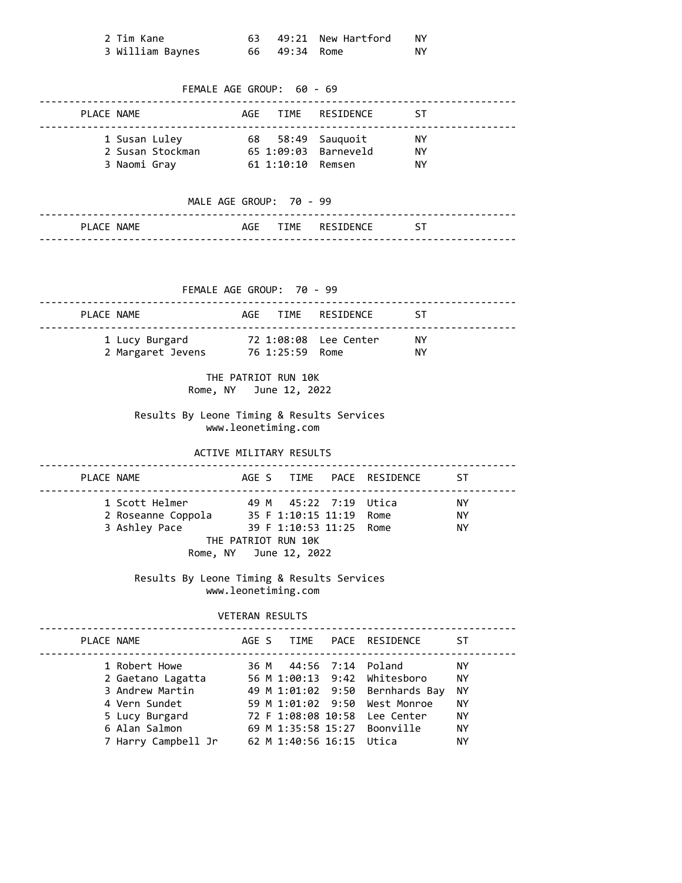| PLACE | NAME | AGE | TIME | RESIDENCE | ST |
|---|---|---|---|---|---|
| 2 | Tim Kane | 63 | 49:21 | New Hartford | NY |
| 3 | William Baynes | 66 | 49:34 | Rome | NY |

### FEMALE AGE GROUP: 60 - 69

| PLACE | NAME | AGE | TIME | RESIDENCE | ST |
|---|---|---|---|---|---|
| 1 | Susan Luley | 68 | 58:49 | Sauquoit | NY |
| 2 | Susan Stockman | 65 | 1:09:03 | Barneveld | NY |
| 3 | Naomi Gray | 61 | 1:10:10 | Remsen | NY |

### MALE AGE GROUP: 70 - 99

| PLACE | NAME | AGE | TIME | RESIDENCE | ST |
|---|---|---|---|---|---|

### FEMALE AGE GROUP: 70 - 99

| PLACE | NAME | AGE | TIME | RESIDENCE | ST |
|---|---|---|---|---|---|
| 1 | Lucy Burgard | 72 | 1:08:08 | Lee Center | NY |
| 2 | Margaret Jevens | 76 | 1:25:59 | Rome | NY |

## THE PATRIOT RUN 10K

Rome, NY June 12, 2022

Results By Leone Timing & Results Services
www.leonetiming.com

### ACTIVE MILITARY RESULTS

| PLACE | NAME | AGE | S | TIME | PACE | RESIDENCE | ST |
|---|---|---|---|---|---|---|---|
| 1 | Scott Helmer | 49 | M | 45:22 | 7:19 | Utica | NY |
| 2 | Roseanne Coppola | 35 | F | 1:10:15 | 11:19 | Rome | NY |
| 3 | Ashley Pace | 39 | F | 1:10:53 | 11:25 | Rome | NY |

## THE PATRIOT RUN 10K

Rome, NY June 12, 2022

Results By Leone Timing & Results Services
www.leonetiming.com

### VETERAN RESULTS

| PLACE | NAME | AGE | S | TIME | PACE | RESIDENCE | ST |
|---|---|---|---|---|---|---|---|
| 1 | Robert Howe | 36 | M | 44:56 | 7:14 | Poland | NY |
| 2 | Gaetano Lagatta | 56 | M | 1:00:13 | 9:42 | Whitesboro | NY |
| 3 | Andrew Martin | 49 | M | 1:01:02 | 9:50 | Bernhards Bay | NY |
| 4 | Vern Sundet | 59 | M | 1:01:02 | 9:50 | West Monroe | NY |
| 5 | Lucy Burgard | 72 | F | 1:08:08 | 10:58 | Lee Center | NY |
| 6 | Alan Salmon | 69 | M | 1:35:58 | 15:27 | Boonville | NY |
| 7 | Harry Campbell Jr | 62 | M | 1:40:56 | 16:15 | Utica | NY |